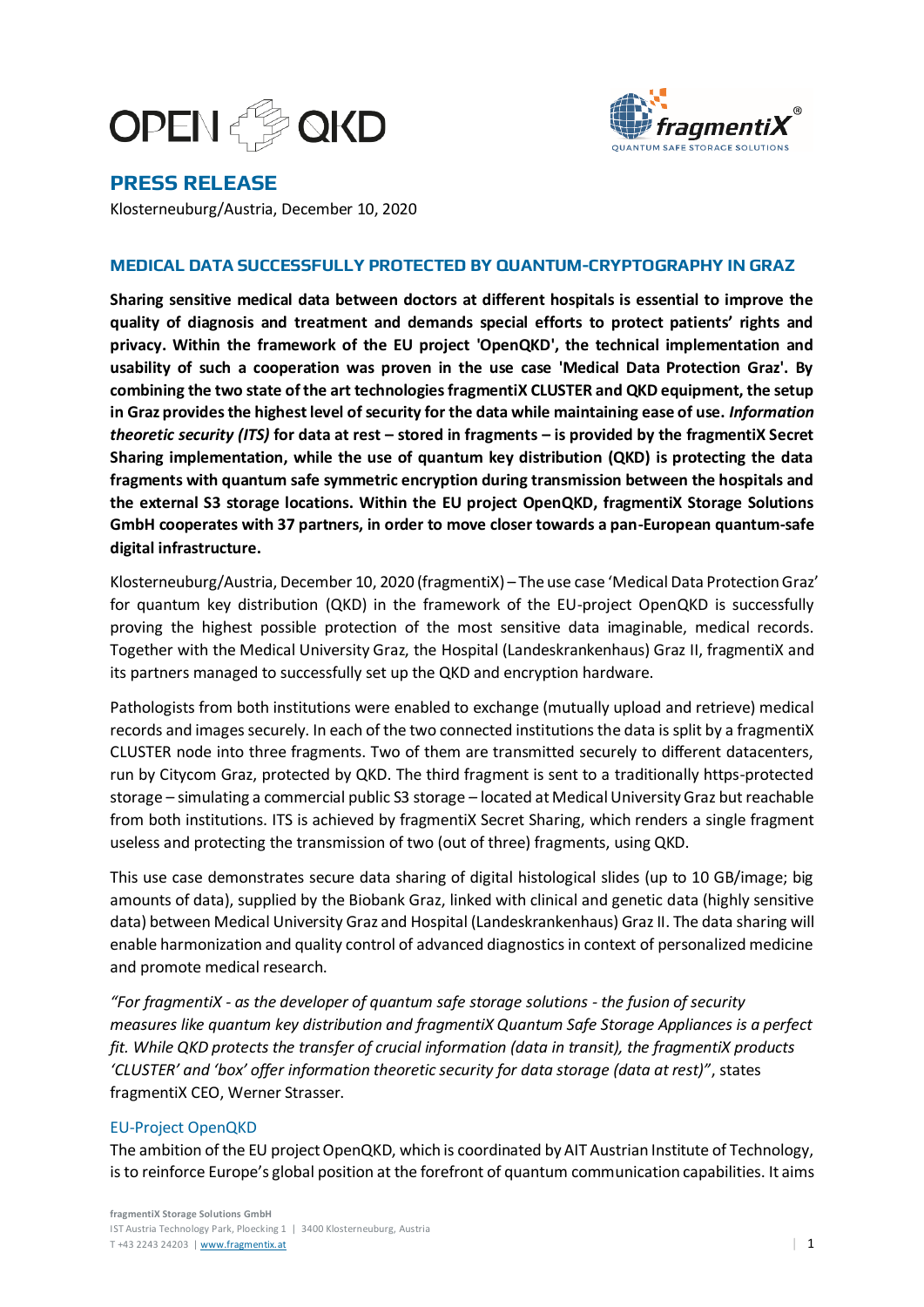# PRESS RELEASE

Klosterneuburg/Austria, December 10, 2020

## MEDICAL DATA SUCCESSFULLY PROTECTED BY QUANTUM-CRYPTOGRAPHY IN GRAZ

**Sharing sensitive medical data between doctors at different hospitals is essential to improve the quality of diagnosis and treatment and demands special efforts to protect patients' rights and privacy. Within the framework of the EU project 'OpenQKD', the technical implementation and usability of such a cooperation was proven in the use case 'Medical Data Protection Graz'. By combining the two state of the art technologies fragmentiX CLUSTER and QKD equipment, the setup in Graz provides the highest level of security for the data while maintaining ease of use. *Information theoretic security (ITS)* for data at rest – stored in fragments – is provided by the fragmentiX Secret Sharing implementation, while the use of quantum key distribution (QKD) is protecting the data fragments with quantum safe symmetric encryption during transmission between the hospitals and the external S3 storage locations. Within the EU project OpenQKD, fragmentiX Storage Solutions GmbH cooperates with 37 partners, in order to move closer towards a pan-European quantum-safe digital infrastructure.**

Klosterneuburg/Austria, December 10, 2020 (fragmentiX) – The use case 'Medical Data Protection Graz' for quantum key distribution (QKD) in the framework of the EU-project OpenQKD is successfully proving the highest possible protection of the most sensitive data imaginable, medical records. Together with the Medical University Graz, the Hospital (Landeskrankenhaus) Graz II, fragmentiX and its partners managed to successfully set up the QKD and encryption hardware.

Pathologists from both institutions were enabled to exchange (mutually upload and retrieve) medical records and images securely. In each of the two connected institutions the data is split by a fragmentiX CLUSTER node into three fragments. Two of them are transmitted securely to different datacenters, run by Citycom Graz, protected by QKD. The third fragment is sent to a traditionally https-protected storage – simulating a commercial public S3 storage – located at Medical University Graz but reachable from both institutions. ITS is achieved by fragmentiX Secret Sharing, which renders a single fragment useless and protecting the transmission of two (out of three) fragments, using QKD.

This use case demonstrates secure data sharing of digital histological slides (up to 10 GB/image; big amounts of data), supplied by the Biobank Graz, linked with clinical and genetic data (highly sensitive data) between Medical University Graz and Hospital (Landeskrankenhaus) Graz II. The data sharing will enable harmonization and quality control of advanced diagnostics in context of personalized medicine and promote medical research.

*"For fragmentiX - as the developer of quantum safe storage solutions - the fusion of security measures like quantum key distribution and fragmentiX Quantum Safe Storage Appliances is a perfect fit. While QKD protects the transfer of crucial information (data in transit), the fragmentiX products 'CLUSTER' and 'box' offer information theoretic security for data storage (data at rest)"*, states fragmentiX CEO, Werner Strasser.

### EU-Project OpenQKD

The ambition of the EU project OpenQKD, which is coordinated by AIT Austrian Institute of Technology, is to reinforce Europe's global position at the forefront of quantum communication capabilities. It aims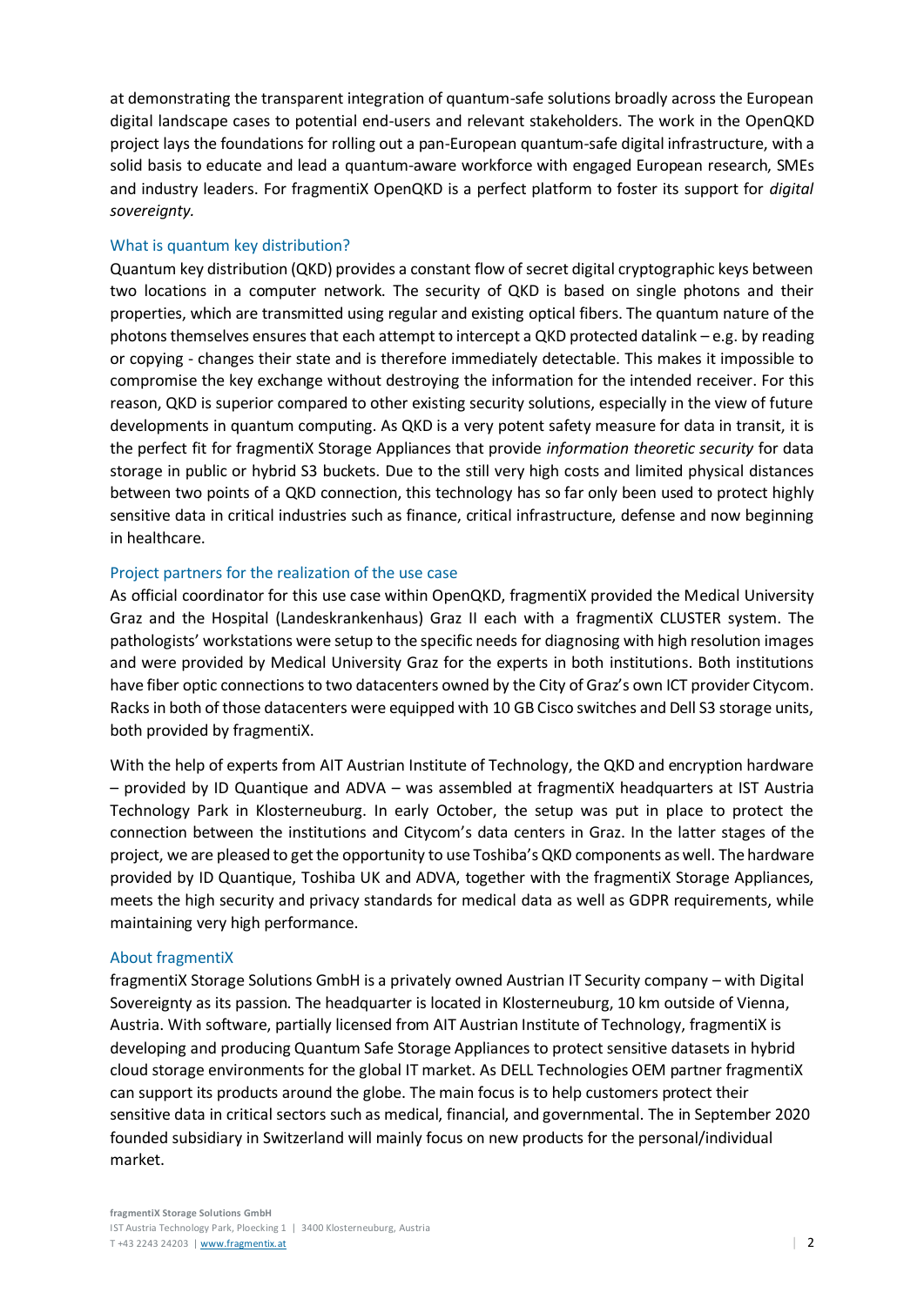at demonstrating the transparent integration of quantum-safe solutions broadly across the European digital landscape cases to potential end-users and relevant stakeholders. The work in the OpenQKD project lays the foundations for rolling out a pan-European quantum-safe digital infrastructure, with a solid basis to educate and lead a quantum-aware workforce with engaged European research, SMEs and industry leaders. For fragmentiX OpenQKD is a perfect platform to foster its support for *digital sovereignty.*

## What is quantum key distribution?

Quantum key distribution (QKD) provides a constant flow of secret digital cryptographic keys between two locations in a computer network. The security of QKD is based on single photons and their properties, which are transmitted using regular and existing optical fibers. The quantum nature of the photons themselves ensures that each attempt to intercept a QKD protected datalink – e.g. by reading or copying - changes their state and is therefore immediately detectable. This makes it impossible to compromise the key exchange without destroying the information for the intended receiver. For this reason, QKD is superior compared to other existing security solutions, especially in the view of future developments in quantum computing. As QKD is a very potent safety measure for data in transit, it is the perfect fit for fragmentiX Storage Appliances that provide *information theoretic security* for data storage in public or hybrid S3 buckets. Due to the still very high costs and limited physical distances between two points of a QKD connection, this technology has so far only been used to protect highly sensitive data in critical industries such as finance, critical infrastructure, defense and now beginning in healthcare.

## Project partners for the realization of the use case

As official coordinator for this use case within OpenQKD, fragmentiX provided the Medical University Graz and the Hospital (Landeskrankenhaus) Graz II each with a fragmentiX CLUSTER system. The pathologists' workstations were setup to the specific needs for diagnosing with high resolution images and were provided by Medical University Graz for the experts in both institutions. Both institutions have fiber optic connections to two datacenters owned by the City of Graz's own ICT provider Citycom. Racks in both of those datacenters were equipped with 10 GB Cisco switches and Dell S3 storage units, both provided by fragmentiX.

With the help of experts from AIT Austrian Institute of Technology, the QKD and encryption hardware – provided by ID Quantique and ADVA – was assembled at fragmentiX headquarters at IST Austria Technology Park in Klosterneuburg. In early October, the setup was put in place to protect the connection between the institutions and Citycom's data centers in Graz. In the latter stages of the project, we are pleased to get the opportunity to use Toshiba's QKD components as well. The hardware provided by ID Quantique, Toshiba UK and ADVA, together with the fragmentiX Storage Appliances, meets the high security and privacy standards for medical data as well as GDPR requirements, while maintaining very high performance.

## About fragmentiX

fragmentiX Storage Solutions GmbH is a privately owned Austrian IT Security company – with Digital Sovereignty as its passion. The headquarter is located in Klosterneuburg, 10 km outside of Vienna, Austria. With software, partially licensed from AIT Austrian Institute of Technology, fragmentiX is developing and producing Quantum Safe Storage Appliances to protect sensitive datasets in hybrid cloud storage environments for the global IT market. As DELL Technologies OEM partner fragmentiX can support its products around the globe. The main focus is to help customers protect their sensitive data in critical sectors such as medical, financial, and governmental. The in September 2020 founded subsidiary in Switzerland will mainly focus on new products for the personal/individual market.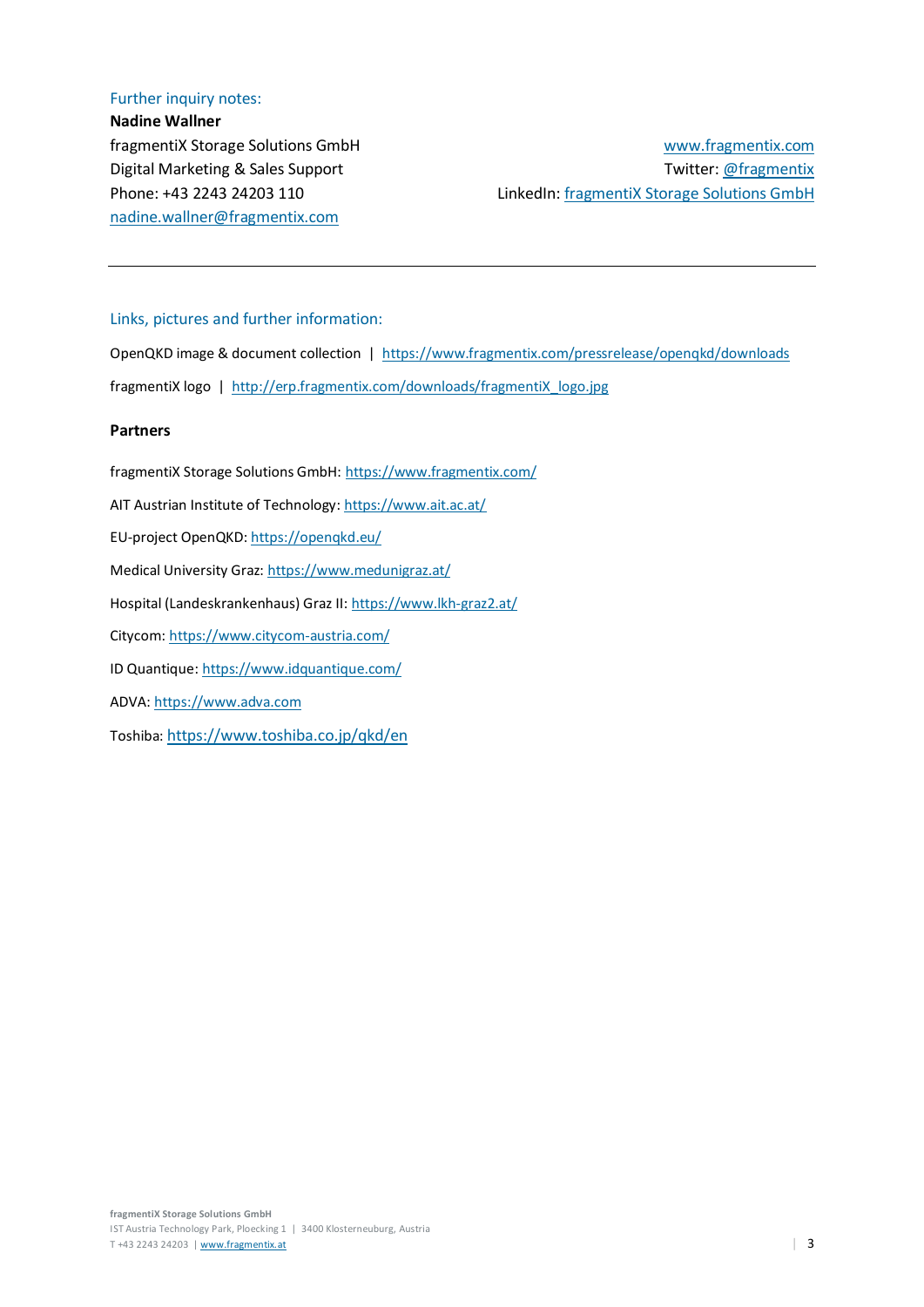Further inquiry notes:

**Nadine Wallner**
fragmentiX Storage Solutions GmbH
Digital Marketing & Sales Support
Phone: +43 2243 24203 110
nadine.wallner@fragmentix.com

www.fragmentix.com
Twitter: @fragmentix
LinkedIn: fragmentiX Storage Solutions GmbH

---

Links, pictures and further information:

OpenQKD image & document collection | https://www.fragmentix.com/pressrelease/openqkd/downloads

fragmentiX logo | http://erp.fragmentix.com/downloads/fragmentiX_logo.jpg

**Partners**

fragmentiX Storage Solutions GmbH: https://www.fragmentix.com/

AIT Austrian Institute of Technology: https://www.ait.ac.at/

EU-project OpenQKD: https://openqkd.eu/

Medical University Graz: https://www.medunigraz.at/

Hospital (Landeskrankenhaus) Graz II: https://www.lkh-graz2.at/

Citycom: https://www.citycom-austria.com/

ID Quantique: https://www.idquantique.com/

ADVA: https://www.adva.com

Toshiba: https://www.toshiba.co.jp/qkd/en

**fragmentiX Storage Solutions GmbH**
IST Austria Technology Park, Ploecking 1 | 3400 Klosterneuburg, Austria
T +43 2243 24203 | www.fragmentix.at